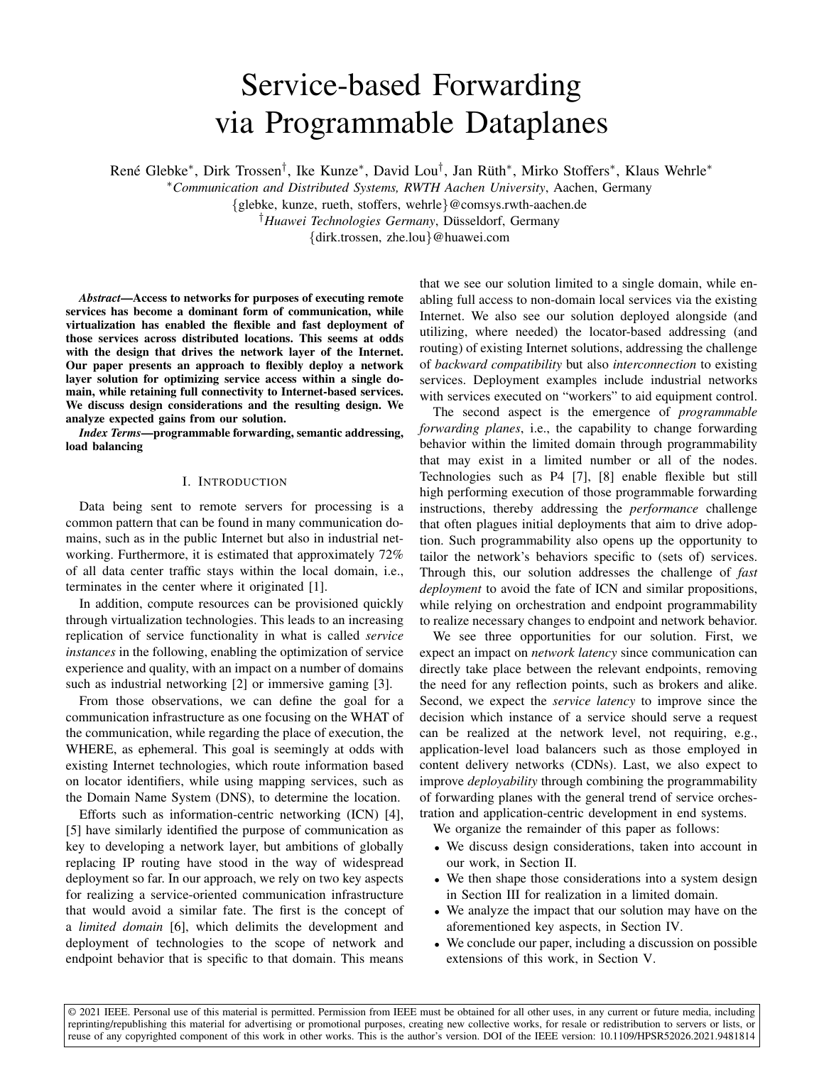# Service-based Forwarding via Programmable Dataplanes

René Glebke[*], Dirk Trossen[†], Ike Kunze[*], David Lou[†], Jan Rüth[*], Mirko Stoffers[*], Klaus Wehrle[*]

[*]*Communication and Distributed Systems, RWTH Aachen University*, Aachen, Germany

{glebke, kunze, rueth, stoffers, wehrle}@comsys.rwth-aachen.de

[†]*Huawei Technologies Germany*, Düsseldorf, Germany

{dirk.trossen, zhe.lou}@huawei.com

***Abstract*—Access to networks for purposes of executing remote services has become a dominant form of communication, while virtualization has enabled the flexible and fast deployment of those services across distributed locations. This seems at odds with the design that drives the network layer of the Internet. Our paper presents an approach to flexibly deploy a network layer solution for optimizing service access within a single domain, while retaining full connectivity to Internet-based services. We discuss design considerations and the resulting design. We analyze expected gains from our solution.**

***Index Terms*—programmable forwarding, semantic addressing, load balancing**

## I. Introduction

Data being sent to remote servers for processing is a common pattern that can be found in many communication domains, such as in the public Internet but also in industrial networking. Furthermore, it is estimated that approximately 72% of all data center traffic stays within the local domain, i.e., terminates in the center where it originated [1].

In addition, compute resources can be provisioned quickly through virtualization technologies. This leads to an increasing replication of service functionality in what is called *service instances* in the following, enabling the optimization of service experience and quality, with an impact on a number of domains such as industrial networking [2] or immersive gaming [3].

From those observations, we can define the goal for a communication infrastructure as one focusing on the WHAT of the communication, while regarding the place of execution, the WHERE, as ephemeral. This goal is seemingly at odds with existing Internet technologies, which route information based on locator identifiers, while using mapping services, such as the Domain Name System (DNS), to determine the location.

Efforts such as information-centric networking (ICN) [4], [5] have similarly identified the purpose of communication as key to developing a network layer, but ambitions of globally replacing IP routing have stood in the way of widespread deployment so far. In our approach, we rely on two key aspects for realizing a service-oriented communication infrastructure that would avoid a similar fate. The first is the concept of a *limited domain* [6], which delimits the development and deployment of technologies to the scope of network and endpoint behavior that is specific to that domain. This means that we see our solution limited to a single domain, while enabling full access to non-domain local services via the existing Internet. We also see our solution deployed alongside (and utilizing, where needed) the locator-based addressing (and routing) of existing Internet solutions, addressing the challenge of *backward compatibility* but also *interconnection* to existing services. Deployment examples include industrial networks with services executed on "workers" to aid equipment control.

The second aspect is the emergence of *programmable forwarding planes*, i.e., the capability to change forwarding behavior within the limited domain through programmability that may exist in a limited number or all of the nodes. Technologies such as P4 [7], [8] enable flexible but still high performing execution of those programmable forwarding instructions, thereby addressing the *performance* challenge that often plagues initial deployments that aim to drive adoption. Such programmability also opens up the opportunity to tailor the network's behaviors specific to (sets of) services. Through this, our solution addresses the challenge of *fast deployment* to avoid the fate of ICN and similar propositions, while relying on orchestration and endpoint programmability to realize necessary changes to endpoint and network behavior.

We see three opportunities for our solution. First, we expect an impact on *network latency* since communication can directly take place between the relevant endpoints, removing the need for any reflection points, such as brokers and alike. Second, we expect the *service latency* to improve since the decision which instance of a service should serve a request can be realized at the network level, not requiring, e.g., application-level load balancers such as those employed in content delivery networks (CDNs). Last, we also expect to improve *deployability* through combining the programmability of forwarding planes with the general trend of service orchestration and application-centric development in end systems.

We organize the remainder of this paper as follows:

- We discuss design considerations, taken into account in our work, in Section II.
- We then shape those considerations into a system design in Section III for realization in a limited domain.
- We analyze the impact that our solution may have on the aforementioned key aspects, in Section IV.
- We conclude our paper, including a discussion on possible extensions of this work, in Section V.

© 2021 IEEE. Personal use of this material is permitted. Permission from IEEE must be obtained for all other uses, in any current or future media, including reprinting/republishing this material for advertising or promotional purposes, creating new collective works, for resale or redistribution to servers or lists, or reuse of any copyrighted component of this work in other works. This is the author's version. DOI of the IEEE version: 10.1109/HPSR52026.2021.9481814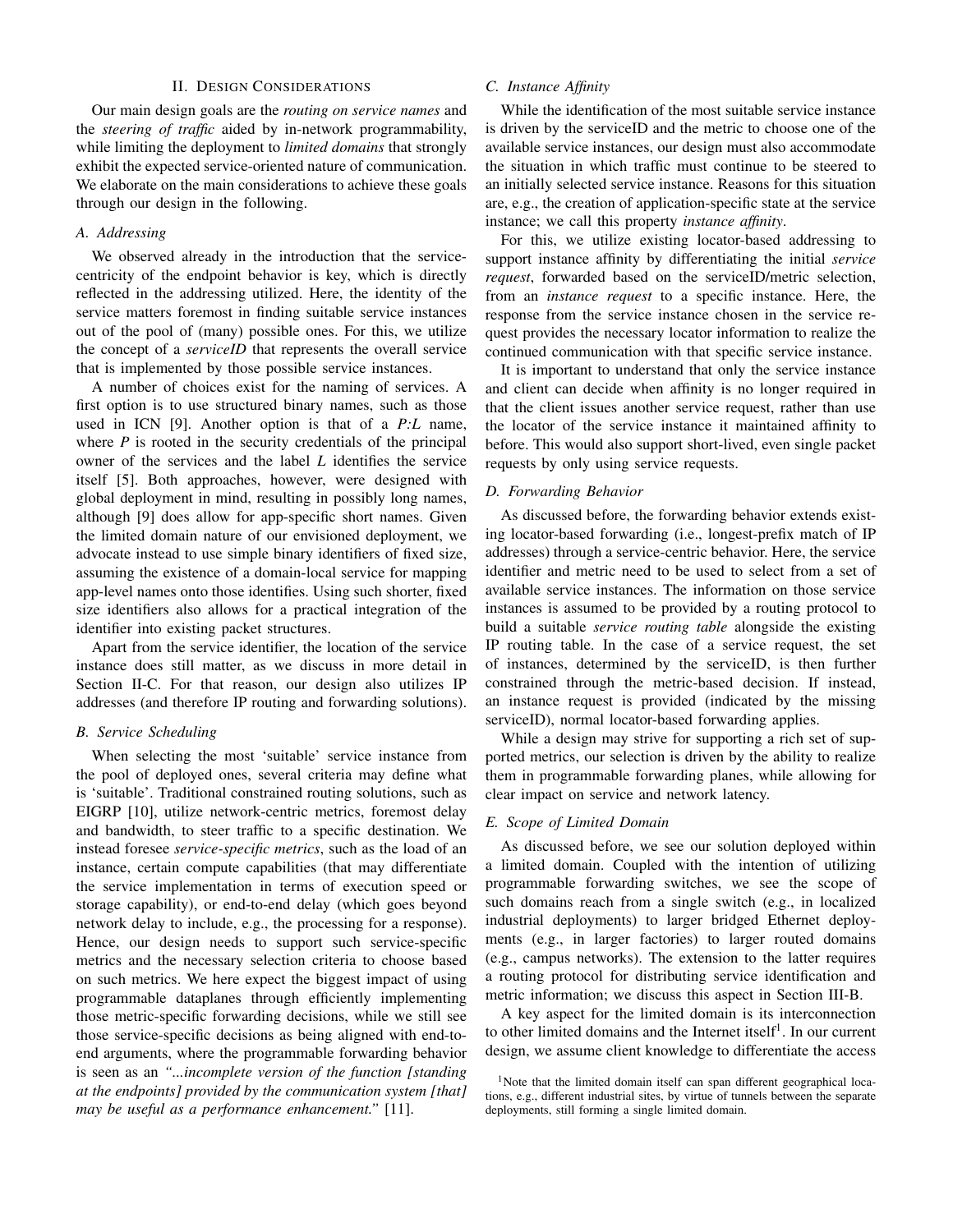## II. Design Considerations

Our main design goals are the *routing on service names* and the *steering of traffic* aided by in-network programmability, while limiting the deployment to *limited domains* that strongly exhibit the expected service-oriented nature of communication. We elaborate on the main considerations to achieve these goals through our design in the following.

### A. Addressing

We observed already in the introduction that the service-centricity of the endpoint behavior is key, which is directly reflected in the addressing utilized. Here, the identity of the service matters foremost in finding suitable service instances out of the pool of (many) possible ones. For this, we utilize the concept of a *serviceID* that represents the overall service that is implemented by those possible service instances.

A number of choices exist for the naming of services. A first option is to use structured binary names, such as those used in ICN [9]. Another option is that of a *P:L* name, where *P* is rooted in the security credentials of the principal owner of the services and the label *L* identifies the service itself [5]. Both approaches, however, were designed with global deployment in mind, resulting in possibly long names, although [9] does allow for app-specific short names. Given the limited domain nature of our envisioned deployment, we advocate instead to use simple binary identifiers of fixed size, assuming the existence of a domain-local service for mapping app-level names onto those identifies. Using such shorter, fixed size identifiers also allows for a practical integration of the identifier into existing packet structures.

Apart from the service identifier, the location of the service instance does still matter, as we discuss in more detail in Section II-C. For that reason, our design also utilizes IP addresses (and therefore IP routing and forwarding solutions).

### B. Service Scheduling

When selecting the most 'suitable' service instance from the pool of deployed ones, several criteria may define what is 'suitable'. Traditional constrained routing solutions, such as EIGRP [10], utilize network-centric metrics, foremost delay and bandwidth, to steer traffic to a specific destination. We instead foresee *service-specific metrics*, such as the load of an instance, certain compute capabilities (that may differentiate the service implementation in terms of execution speed or storage capability), or end-to-end delay (which goes beyond network delay to include, e.g., the processing for a response). Hence, our design needs to support such service-specific metrics and the necessary selection criteria to choose based on such metrics. We here expect the biggest impact of using programmable dataplanes through efficiently implementing those metric-specific forwarding decisions, while we still see those service-specific decisions as being aligned with end-to-end arguments, where the programmable forwarding behavior is seen as an *"...incomplete version of the function [standing at the endpoints] provided by the communication system [that] may be useful as a performance enhancement."* [11].

### C. Instance Affinity

While the identification of the most suitable service instance is driven by the serviceID and the metric to choose one of the available service instances, our design must also accommodate the situation in which traffic must continue to be steered to an initially selected service instance. Reasons for this situation are, e.g., the creation of application-specific state at the service instance; we call this property *instance affinity*.

For this, we utilize existing locator-based addressing to support instance affinity by differentiating the initial *service request*, forwarded based on the serviceID/metric selection, from an *instance request* to a specific instance. Here, the response from the service instance chosen in the service request provides the necessary locator information to realize the continued communication with that specific service instance.

It is important to understand that only the service instance and client can decide when affinity is no longer required in that the client issues another service request, rather than use the locator of the service instance it maintained affinity to before. This would also support short-lived, even single packet requests by only using service requests.

### D. Forwarding Behavior

As discussed before, the forwarding behavior extends existing locator-based forwarding (i.e., longest-prefix match of IP addresses) through a service-centric behavior. Here, the service identifier and metric need to be used to select from a set of available service instances. The information on those service instances is assumed to be provided by a routing protocol to build a suitable *service routing table* alongside the existing IP routing table. In the case of a service request, the set of instances, determined by the serviceID, is then further constrained through the metric-based decision. If instead, an instance request is provided (indicated by the missing serviceID), normal locator-based forwarding applies.

While a design may strive for supporting a rich set of supported metrics, our selection is driven by the ability to realize them in programmable forwarding planes, while allowing for clear impact on service and network latency.

### E. Scope of Limited Domain

As discussed before, we see our solution deployed within a limited domain. Coupled with the intention of utilizing programmable forwarding switches, we see the scope of such domains reach from a single switch (e.g., in localized industrial deployments) to larger bridged Ethernet deployments (e.g., in larger factories) to larger routed domains (e.g., campus networks). The extension to the latter requires a routing protocol for distributing service identification and metric information; we discuss this aspect in Section III-B.

A key aspect for the limited domain is its interconnection to other limited domains and the Internet itself[1]. In our current design, we assume client knowledge to differentiate the access

[1]Note that the limited domain itself can span different geographical locations, e.g., different industrial sites, by virtue of tunnels between the separate deployments, still forming a single limited domain.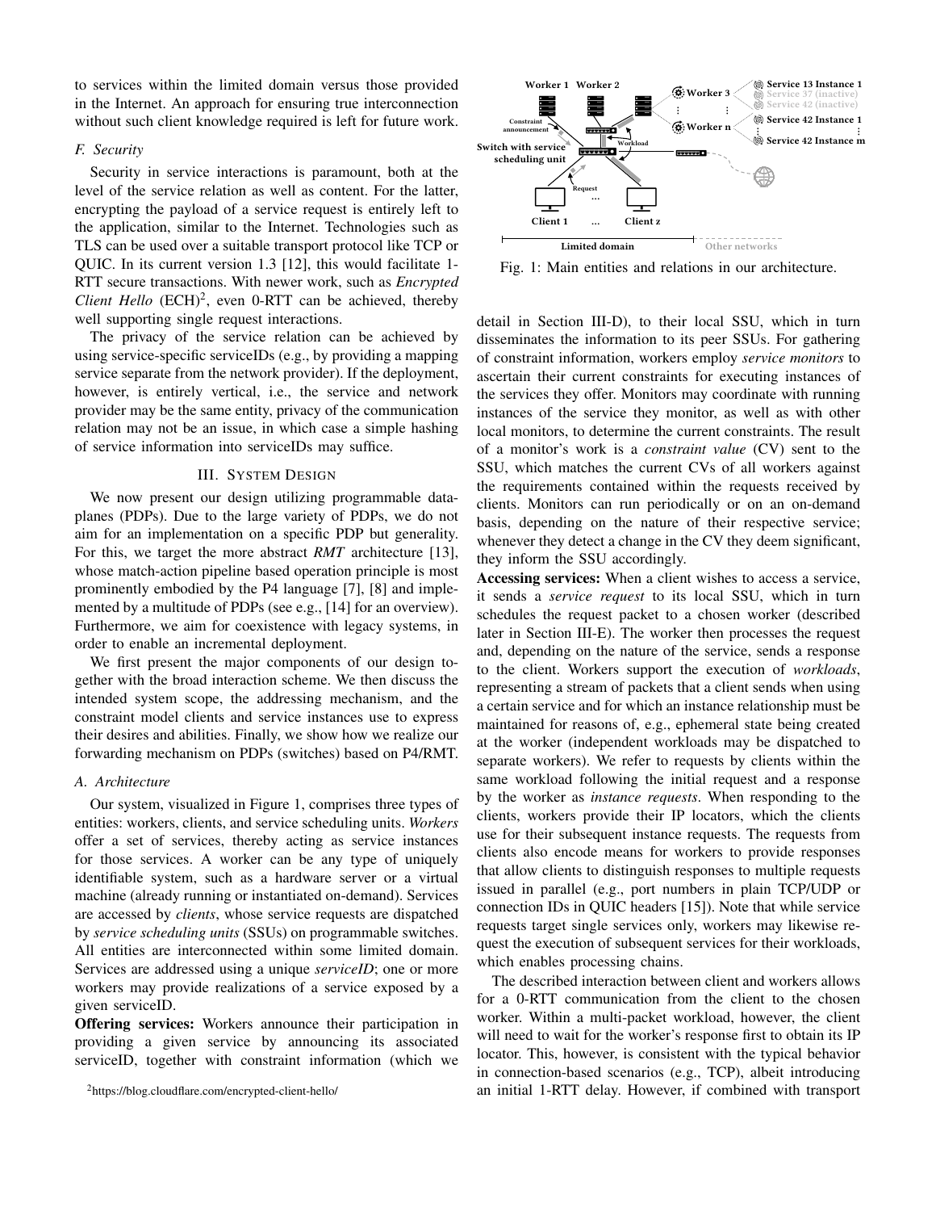to services within the limited domain versus those provided in the Internet. An approach for ensuring true interconnection without such client knowledge required is left for future work.

### F. Security

Security in service interactions is paramount, both at the level of the service relation as well as content. For the latter, encrypting the payload of a service request is entirely left to the application, similar to the Internet. Technologies such as TLS can be used over a suitable transport protocol like TCP or QUIC. In its current version 1.3 [12], this would facilitate 1-RTT secure transactions. With newer work, such as *Encrypted Client Hello* (ECH)[2], even 0-RTT can be achieved, thereby well supporting single request interactions.

The privacy of the service relation can be achieved by using service-specific serviceIDs (e.g., by providing a mapping service separate from the network provider). If the deployment, however, is entirely vertical, i.e., the service and network provider may be the same entity, privacy of the communication relation may not be an issue, in which case a simple hashing of service information into serviceIDs may suffice.

## III. System Design

We now present our design utilizing programmable dataplanes (PDPs). Due to the large variety of PDPs, we do not aim for an implementation on a specific PDP but generality. For this, we target the more abstract *RMT* architecture [13], whose match-action pipeline based operation principle is most prominently embodied by the P4 language [7], [8] and implemented by a multitude of PDPs (see e.g., [14] for an overview). Furthermore, we aim for coexistence with legacy systems, in order to enable an incremental deployment.

We first present the major components of our design together with the broad interaction scheme. We then discuss the intended system scope, the addressing mechanism, and the constraint model clients and service instances use to express their desires and abilities. Finally, we show how we realize our forwarding mechanism on PDPs (switches) based on P4/RMT.

### A. Architecture

Our system, visualized in Figure 1, comprises three types of entities: workers, clients, and service scheduling units. *Workers* offer a set of services, thereby acting as service instances for those services. A worker can be any type of uniquely identifiable system, such as a hardware server or a virtual machine (already running or instantiated on-demand). Services are accessed by *clients*, whose service requests are dispatched by *service scheduling units* (SSUs) on programmable switches. All entities are interconnected within some limited domain. Services are addressed using a unique *serviceID*; one or more workers may provide realizations of a service exposed by a given serviceID.

**Offering services:** Workers announce their participation in providing a given service by announcing its associated serviceID, together with constraint information (which we detail in Section III-D), to their local SSU, which in turn disseminates the information to its peer SSUs. For gathering of constraint information, workers employ *service monitors* to ascertain their current constraints for executing instances of the services they offer. Monitors may coordinate with running instances of the service they monitor, as well as with other local monitors, to determine the current constraints. The result of a monitor's work is a *constraint value* (CV) sent to the SSU, which matches the current CVs of all workers against the requirements contained within the requests received by clients. Monitors can run periodically or on an on-demand basis, depending on the nature of their respective service; whenever they detect a change in the CV they deem significant, they inform the SSU accordingly.

[2] https://blog.cloudflare.com/encrypted-client-hello/

Fig. 1: Main entities and relations in our architecture.

**Accessing services:** When a client wishes to access a service, it sends a *service request* to its local SSU, which in turn schedules the request packet to a chosen worker (described later in Section III-E). The worker then processes the request and, depending on the nature of the service, sends a response to the client. Workers support the execution of *workloads*, representing a stream of packets that a client sends when using a certain service and for which an instance relationship must be maintained for reasons of, e.g., ephemeral state being created at the worker (independent workloads may be dispatched to separate workers). We refer to requests by clients within the same workload following the initial request and a response by the worker as *instance requests*. When responding to the clients, workers provide their IP locators, which the clients use for their subsequent instance requests. The requests from clients also encode means for workers to provide responses that allow clients to distinguish responses to multiple requests issued in parallel (e.g., port numbers in plain TCP/UDP or connection IDs in QUIC headers [15]). Note that while service requests target single services only, workers may likewise request the execution of subsequent services for their workloads, which enables processing chains.

The described interaction between client and workers allows for a 0-RTT communication from the client to the chosen worker. Within a multi-packet workload, however, the client will need to wait for the worker's response first to obtain its IP locator. This, however, is consistent with the typical behavior in connection-based scenarios (e.g., TCP), albeit introducing an initial 1-RTT delay. However, if combined with transport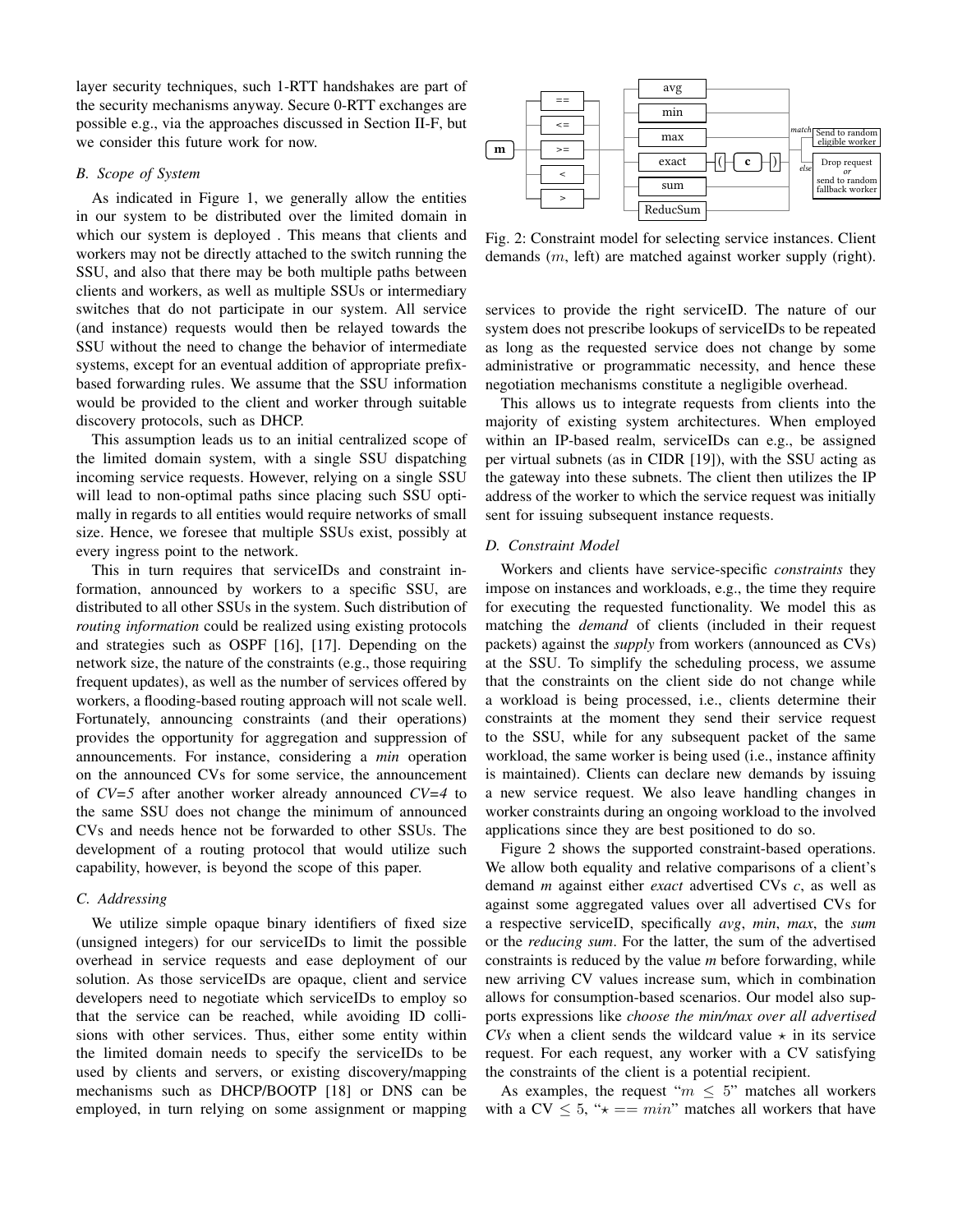layer security techniques, such 1-RTT handshakes are part of the security mechanisms anyway. Secure 0-RTT exchanges are possible e.g., via the approaches discussed in Section II-F, but we consider this future work for now.

### B. Scope of System

As indicated in Figure 1, we generally allow the entities in our system to be distributed over the limited domain in which our system is deployed . This means that clients and workers may not be directly attached to the switch running the SSU, and also that there may be both multiple paths between clients and workers, as well as multiple SSUs or intermediary switches that do not participate in our system. All service (and instance) requests would then be relayed towards the SSU without the need to change the behavior of intermediate systems, except for an eventual addition of appropriate prefix-based forwarding rules. We assume that the SSU information would be provided to the client and worker through suitable discovery protocols, such as DHCP.

This assumption leads us to an initial centralized scope of the limited domain system, with a single SSU dispatching incoming service requests. However, relying on a single SSU will lead to non-optimal paths since placing such SSU optimally in regards to all entities would require networks of small size. Hence, we foresee that multiple SSUs exist, possibly at every ingress point to the network.

This in turn requires that serviceIDs and constraint information, announced by workers to a specific SSU, are distributed to all other SSUs in the system. Such distribution of *routing information* could be realized using existing protocols and strategies such as OSPF [16], [17]. Depending on the network size, the nature of the constraints (e.g., those requiring frequent updates), as well as the number of services offered by workers, a flooding-based routing approach will not scale well. Fortunately, announcing constraints (and their operations) provides the opportunity for aggregation and suppression of announcements. For instance, considering a *min* operation on the announced CVs for some service, the announcement of *CV=5* after another worker already announced *CV=4* to the same SSU does not change the minimum of announced CVs and needs hence not be forwarded to other SSUs. The development of a routing protocol that would utilize such capability, however, is beyond the scope of this paper.

### C. Addressing

We utilize simple opaque binary identifiers of fixed size (unsigned integers) for our serviceIDs to limit the possible overhead in service requests and ease deployment of our solution. As those serviceIDs are opaque, client and service developers need to negotiate which serviceIDs to employ so that the service can be reached, while avoiding ID collisions with other services. Thus, either some entity within the limited domain needs to specify the serviceIDs to be used by clients and servers, or existing discovery/mapping mechanisms such as DHCP/BOOTP [18] or DNS can be employed, in turn relying on some assignment or mapping services to provide the right serviceID. The nature of our system does not prescribe lookups of serviceIDs to be repeated as long as the requested service does not change by some administrative or programmatic necessity, and hence these negotiation mechanisms constitute a negligible overhead.

This allows us to integrate requests from clients into the majority of existing system architectures. When employed within an IP-based realm, serviceIDs can e.g., be assigned per virtual subnets (as in CIDR [19]), with the SSU acting as the gateway into these subnets. The client then utilizes the IP address of the worker to which the service request was initially sent for issuing subsequent instance requests.

Fig. 2: Constraint model for selecting service instances. Client demands ($m$, left) are matched against worker supply (right).

### D. Constraint Model

Workers and clients have service-specific *constraints* they impose on instances and workloads, e.g., the time they require for executing the requested functionality. We model this as matching the *demand* of clients (included in their request packets) against the *supply* from workers (announced as CVs) at the SSU. To simplify the scheduling process, we assume that the constraints on the client side do not change while a workload is being processed, i.e., clients determine their constraints at the moment they send their service request to the SSU, while for any subsequent packet of the same workload, the same worker is being used (i.e., instance affinity is maintained). Clients can declare new demands by issuing a new service request. We also leave handling changes in worker constraints during an ongoing workload to the involved applications since they are best positioned to do so.

Figure 2 shows the supported constraint-based operations. We allow both equality and relative comparisons of a client's demand *m* against either *exact* advertised CVs *c*, as well as against some aggregated values over all advertised CVs for a respective serviceID, specifically *avg*, *min*, *max*, the *sum* or the *reducing sum*. For the latter, the sum of the advertised constraints is reduced by the value *m* before forwarding, while new arriving CV values increase sum, which in combination allows for consumption-based scenarios. Our model also supports expressions like *choose the min/max over all advertised CVs* when a client sends the wildcard value $\star$ in its service request. For each request, any worker with a CV satisfying the constraints of the client is a potential recipient.

As examples, the request "$m \leq 5$" matches all workers with a CV $\leq 5$, "$\star == min$" matches all workers that have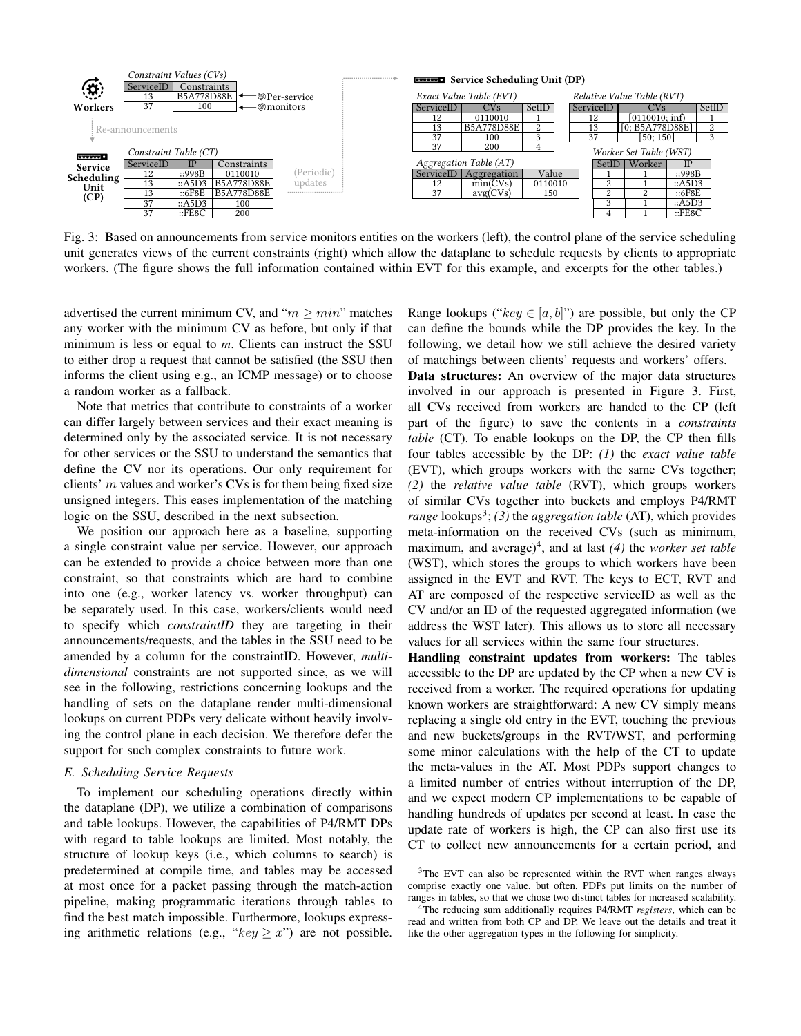**Workers**

*Constraint Values (CVs)*

| ServiceID | Constraints |
|---|---|
| 13 | B5A778D88E |
| 37 | 100 |

← Per-service monitors

Re-announcements

**Service Scheduling Unit (CP)**

*Constraint Table (CT)*

| ServiceID | IP | Constraints |
|---|---|---|
| 12 | ::998B | 0110010 |
| 13 | ::A5D3 | B5A778D88E |
| 13 | ::6F8E | B5A778D88E |
| 37 | ::A5D3 | 100 |
| 37 | ::FE8C | 200 |

(Periodic) updates

**Service Scheduling Unit (DP)**

*Exact Value Table (EVT)*

| ServiceID | CVs | SetID |
|---|---|---|
| 12 | 0110010 | 1 |
| 13 | B5A778D88E | 2 |
| 37 | 100 | 3 |
| 37 | 200 | 4 |

*Relative Value Table (RVT)*

| ServiceID | CVs | SetID |
|---|---|---|
| 12 | [0110010; inf) | 1 |
| 13 | [0; B5A778D88E] | 2 |
| 37 | [50; 150] | 3 |

*Aggregation Table (AT)*

| ServiceID | Aggregation | Value |
|---|---|---|
| 12 | min(CVs) | 0110010 |
| 37 | avg(CVs) | 150 |

*Worker Set Table (WST)*

| SetID | Worker | IP |
|---|---|---|
| 1 | 1 | ::998B |
| 2 | 1 | ::A5D3 |
| 2 | 2 | ::6F8E |
| 3 | 1 | ::A5D3 |
| 4 | 1 | ::FE8C |

Fig. 3: Based on announcements from service monitors entities on the workers (left), the control plane of the service scheduling unit generates views of the current constraints (right) which allow the dataplane to schedule requests by clients to appropriate workers. (The figure shows the full information contained within EVT for this example, and excerpts for the other tables.)

advertised the current minimum CV, and "$m \geq min$" matches any worker with the minimum CV as before, but only if that minimum is less or equal to *m*. Clients can instruct the SSU to either drop a request that cannot be satisfied (the SSU then informs the client using e.g., an ICMP message) or to choose a random worker as a fallback.

Note that metrics that contribute to constraints of a worker can differ largely between services and their exact meaning is determined only by the associated service. It is not necessary for other services or the SSU to understand the semantics that define the CV nor its operations. Our only requirement for clients' $m$ values and worker's CVs is for them being fixed size unsigned integers. This eases implementation of the matching logic on the SSU, described in the next subsection.

We position our approach here as a baseline, supporting a single constraint value per service. However, our approach can be extended to provide a choice between more than one constraint, so that constraints which are hard to combine into one (e.g., worker latency vs. worker throughput) can be separately used. In this case, workers/clients would need to specify which *constraintID* they are targeting in their announcements/requests, and the tables in the SSU need to be amended by a column for the constraintID. However, *multi-dimensional* constraints are not supported since, as we will see in the following, restrictions concerning lookups and the handling of sets on the dataplane render multi-dimensional lookups on current PDPs very delicate without heavily involving the control plane in each decision. We therefore defer the support for such complex constraints to future work.

### E. Scheduling Service Requests

To implement our scheduling operations directly within the dataplane (DP), we utilize a combination of comparisons and table lookups. However, the capabilities of P4/RMT DPs with regard to table lookups are limited. Most notably, the structure of lookup keys (i.e., which columns to search) is predetermined at compile time, and tables may be accessed at most once for a packet passing through the match-action pipeline, making programmatic iterations through tables to find the best match impossible. Furthermore, lookups expressing arithmetic relations (e.g., "$key \geq x$") are not possible. Range lookups ("$key \in [a, b]$") are possible, but only the CP can define the bounds while the DP provides the key. In the following, we detail how we still achieve the desired variety of matchings between clients' requests and workers' offers.

**Data structures:** An overview of the major data structures involved in our approach is presented in Figure 3. First, all CVs received from workers are handed to the CP (left part of the figure) to save the contents in a *constraints table* (CT). To enable lookups on the DP, the CP then fills four tables accessible by the DP: *(1)* the *exact value table* (EVT), which groups workers with the same CVs together; *(2)* the *relative value table* (RVT), which groups workers of similar CVs together into buckets and employs P4/RMT *range* lookups[3]; *(3)* the *aggregation table* (AT), which provides meta-information on the received CVs (such as minimum, maximum, and average)[4], and at last *(4)* the *worker set table* (WST), which stores the groups to which workers have been assigned in the EVT and RVT. The keys to ECT, RVT and AT are composed of the respective serviceID as well as the CV and/or an ID of the requested aggregated information (we address the WST later). This allows us to store all necessary values for all services within the same four structures.

**Handling constraint updates from workers:** The tables accessible to the DP are updated by the CP when a new CV is received from a worker. The required operations for updating known workers are straightforward: A new CV simply means replacing a single old entry in the EVT, touching the previous and new buckets/groups in the RVT/WST, and performing some minor calculations with the help of the CT to update the meta-values in the AT. Most PDPs support changes to a limited number of entries without interruption of the DP, and we expect modern CP implementations to be capable of handling hundreds of updates per second at least. In case the update rate of workers is high, the CP can also first use its CT to collect new announcements for a certain period, and

[3]The EVT can also be represented within the RVT when ranges always comprise exactly one value, but often, PDPs put limits on the number of ranges in tables, so that we chose two distinct tables for increased scalability.

[4]The reducing sum additionally requires P4/RMT *registers*, which can be read and written from both CP and DP. We leave out the details and treat it like the other aggregation types in the following for simplicity.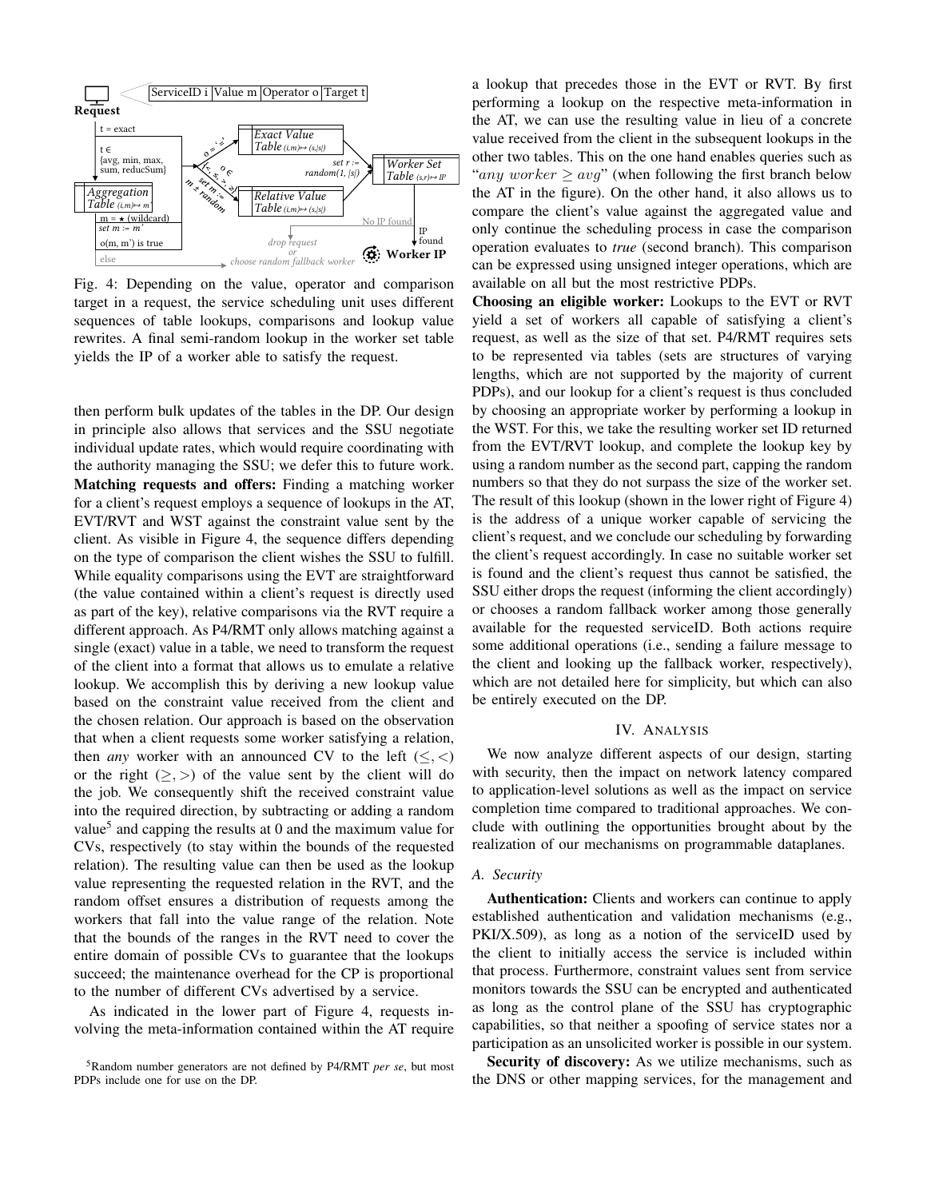Fig. 4: Depending on the value, operator and comparison target in a request, the service scheduling unit uses different sequences of table lookups, comparisons and lookup value rewrites. A final semi-random lookup in the worker set table yields the IP of a worker able to satisfy the request.

then perform bulk updates of the tables in the DP. Our design in principle also allows that services and the SSU negotiate individual update rates, which would require coordinating with the authority managing the SSU; we defer this to future work.

**Matching requests and offers:** Finding a matching worker for a client's request employs a sequence of lookups in the AT, EVT/RVT and WST against the constraint value sent by the client. As visible in Figure 4, the sequence differs depending on the type of comparison the client wishes the SSU to fulfill. While equality comparisons using the EVT are straightforward (the value contained within a client's request is directly used as part of the key), relative comparisons via the RVT require a different approach. As P4/RMT only allows matching against a single (exact) value in a table, we need to transform the request of the client into a format that allows us to emulate a relative lookup. We accomplish this by deriving a new lookup value based on the constraint value received from the client and the chosen relation. Our approach is based on the observation that when a client requests some worker satisfying a relation, then *any* worker with an announced CV to the left ($\leq, <$) or the right ($\geq, >$) of the value sent by the client will do the job. We consequently shift the received constraint value into the required direction, by subtracting or adding a random value[5] and capping the results at 0 and the maximum value for CVs, respectively (to stay within the bounds of the requested relation). The resulting value can then be used as the lookup value representing the requested relation in the RVT, and the random offset ensures a distribution of requests among the workers that fall into the value range of the relation. Note that the bounds of the ranges in the RVT need to cover the entire domain of possible CVs to guarantee that the lookups succeed; the maintenance overhead for the CP is proportional to the number of different CVs advertised by a service.

As indicated in the lower part of Figure 4, requests involving the meta-information contained within the AT require a lookup that precedes those in the EVT or RVT. By first performing a lookup on the respective meta-information in the AT, we can use the resulting value in lieu of a concrete value received from the client in the subsequent lookups in the other two tables. This on the one hand enables queries such as "$any\ worker \geq avg$" (when following the first branch below the AT in the figure). On the other hand, it also allows us to compare the client's value against the aggregated value and only continue the scheduling process in case the comparison operation evaluates to *true* (second branch). This comparison can be expressed using unsigned integer operations, which are available on all but the most restrictive PDPs.

**Choosing an eligible worker:** Lookups to the EVT or RVT yield a set of workers all capable of satisfying a client's request, as well as the size of that set. P4/RMT requires sets to be represented via tables (sets are structures of varying lengths, which are not supported by the majority of current PDPs), and our lookup for a client's request is thus concluded by choosing an appropriate worker by performing a lookup in the WST. For this, we take the resulting worker set ID returned from the EVT/RVT lookup, and complete the lookup key by using a random number as the second part, capping the random numbers so that they do not surpass the size of the worker set. The result of this lookup (shown in the lower right of Figure 4) is the address of a unique worker capable of servicing the client's request, and we conclude our scheduling by forwarding the client's request accordingly. In case no suitable worker set is found and the client's request thus cannot be satisfied, the SSU either drops the request (informing the client accordingly) or chooses a random fallback worker among those generally available for the requested serviceID. Both actions require some additional operations (i.e., sending a failure message to the client and looking up the fallback worker, respectively), which are not detailed here for simplicity, but which can also be entirely executed on the DP.

## IV. Analysis

We now analyze different aspects of our design, starting with security, then the impact on network latency compared to application-level solutions as well as the impact on service completion time compared to traditional approaches. We conclude with outlining the opportunities brought about by the realization of our mechanisms on programmable dataplanes.

### A. Security

**Authentication:** Clients and workers can continue to apply established authentication and validation mechanisms (e.g., PKI/X.509), as long as a notion of the serviceID used by the client to initially access the service is included within that process. Furthermore, constraint values sent from service monitors towards the SSU can be encrypted and authenticated as long as the control plane of the SSU has cryptographic capabilities, so that neither a spoofing of service states nor a participation as an unsolicited worker is possible in our system.

**Security of discovery:** As we utilize mechanisms, such as the DNS or other mapping services, for the management and

[5] Random number generators are not defined by P4/RMT *per se*, but most PDPs include one for use on the DP.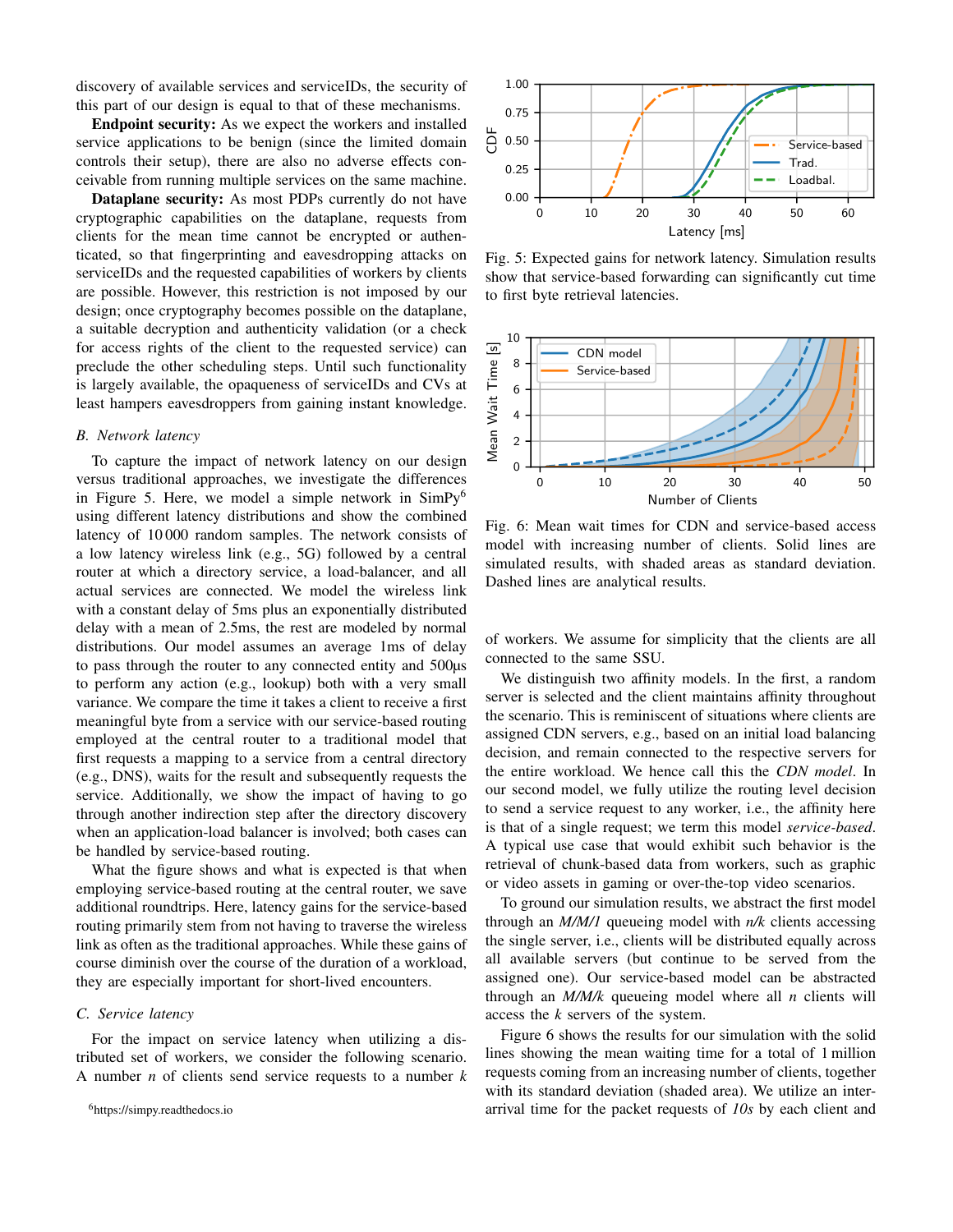discovery of available services and serviceIDs, the security of this part of our design is equal to that of these mechanisms.

**Endpoint security:** As we expect the workers and installed service applications to be benign (since the limited domain controls their setup), there are also no adverse effects conceivable from running multiple services on the same machine.

**Dataplane security:** As most PDPs currently do not have cryptographic capabilities on the dataplane, requests from clients for the mean time cannot be encrypted or authenticated, so that fingerprinting and eavesdropping attacks on serviceIDs and the requested capabilities of workers by clients are possible. However, this restriction is not imposed by our design; once cryptography becomes possible on the dataplane, a suitable decryption and authenticity validation (or a check for access rights of the client to the requested service) can preclude the other scheduling steps. Until such functionality is largely available, the opaqueness of serviceIDs and CVs at least hampers eavesdroppers from gaining instant knowledge.

### B. Network latency

To capture the impact of network latency on our design versus traditional approaches, we investigate the differences in Figure 5. Here, we model a simple network in SimPy[6] using different latency distributions and show the combined latency of 10 000 random samples. The network consists of a low latency wireless link (e.g., 5G) followed by a central router at which a directory service, a load-balancer, and all actual services are connected. We model the wireless link with a constant delay of 5ms plus an exponentially distributed delay with a mean of 2.5ms, the rest are modeled by normal distributions. Our model assumes an average 1ms of delay to pass through the router to any connected entity and 500µs to perform any action (e.g., lookup) both with a very small variance. We compare the time it takes a client to receive a first meaningful byte from a service with our service-based routing employed at the central router to a traditional model that first requests a mapping to a service from a central directory (e.g., DNS), waits for the result and subsequently requests the service. Additionally, we show the impact of having to go through another indirection step after the directory discovery when an application-load balancer is involved; both cases can be handled by service-based routing.

What the figure shows and what is expected is that when employing service-based routing at the central router, we save additional roundtrips. Here, latency gains for the service-based routing primarily stem from not having to traverse the wireless link as often as the traditional approaches. While these gains of course diminish over the course of the duration of a workload, they are especially important for short-lived encounters.

### C. Service latency

For the impact on service latency when utilizing a distributed set of workers, we consider the following scenario. A number $n$ of clients send service requests to a number $k$ of workers. We assume for simplicity that the clients are all connected to the same SSU.

[6]https://simpy.readthedocs.io

Fig. 5: Expected gains for network latency. Simulation results show that service-based forwarding can significantly cut time to first byte retrieval latencies.

Fig. 6: Mean wait times for CDN and service-based access model with increasing number of clients. Solid lines are simulated results, with shaded areas as standard deviation. Dashed lines are analytical results.

We distinguish two affinity models. In the first, a random server is selected and the client maintains affinity throughout the scenario. This is reminiscent of situations where clients are assigned CDN servers, e.g., based on an initial load balancing decision, and remain connected to the respective servers for the entire workload. We hence call this the *CDN model*. In our second model, we fully utilize the routing level decision to send a service request to any worker, i.e., the affinity here is that of a single request; we term this model *service-based*. A typical use case that would exhibit such behavior is the retrieval of chunk-based data from workers, such as graphic or video assets in gaming or over-the-top video scenarios.

To ground our simulation results, we abstract the first model through an *M/M/1* queueing model with $n/k$ clients accessing the single server, i.e., clients will be distributed equally across all available servers (but continue to be served from the assigned one). Our service-based model can be abstracted through an *M/M/k* queueing model where all $n$ clients will access the $k$ servers of the system.

Figure 6 shows the results for our simulation with the solid lines showing the mean waiting time for a total of 1 million requests coming from an increasing number of clients, together with its standard deviation (shaded area). We utilize an inter-arrival time for the packet requests of *10s* by each client and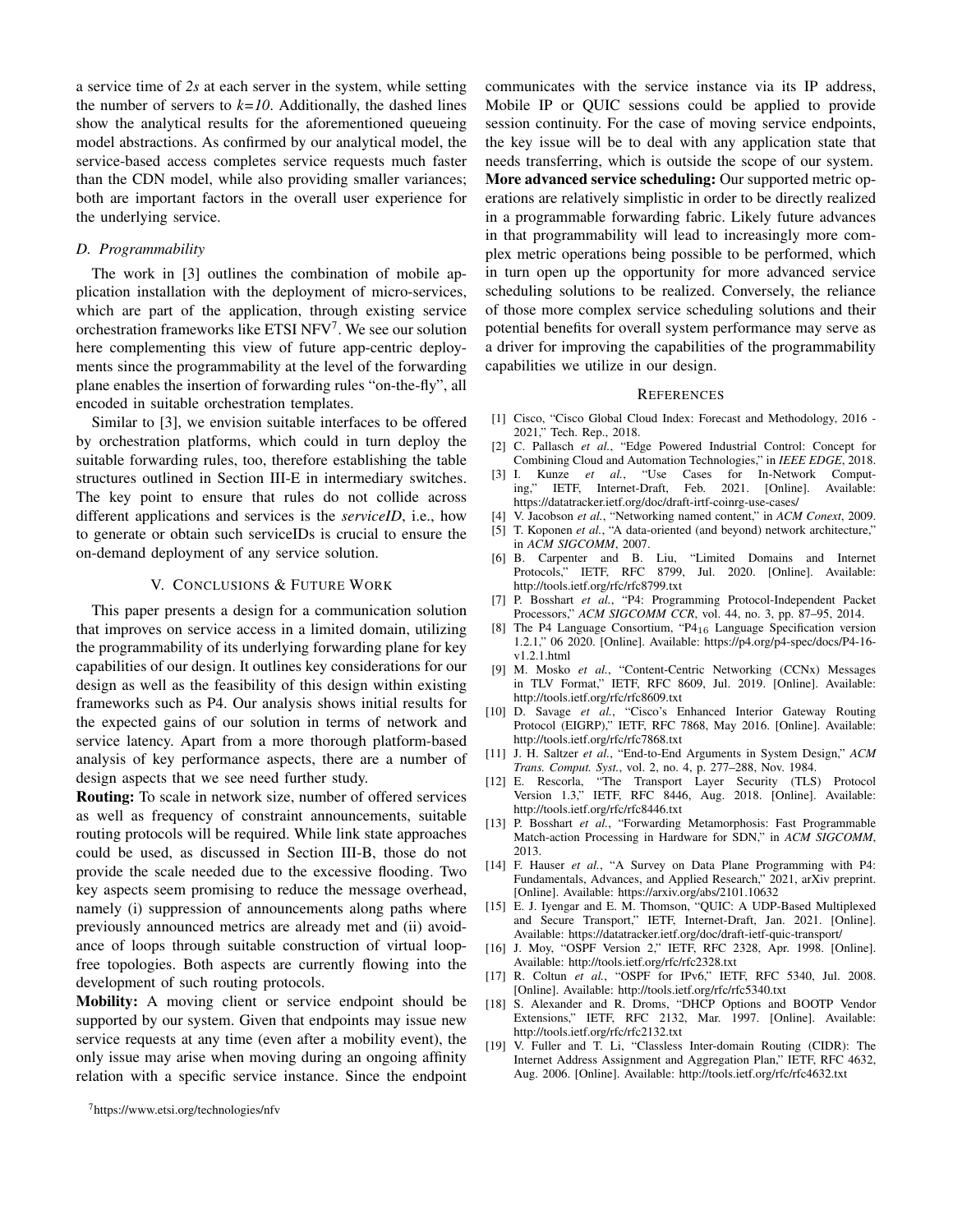a service time of *2s* at each server in the system, while setting the number of servers to *k=10*. Additionally, the dashed lines show the analytical results for the aforementioned queueing model abstractions. As confirmed by our analytical model, the service-based access completes service requests much faster than the CDN model, while also providing smaller variances; both are important factors in the overall user experience for the underlying service.

### D. Programmability

The work in [3] outlines the combination of mobile application installation with the deployment of micro-services, which are part of the application, through existing service orchestration frameworks like ETSI NFV[7]. We see our solution here complementing this view of future app-centric deployments since the programmability at the level of the forwarding plane enables the insertion of forwarding rules "on-the-fly", all encoded in suitable orchestration templates.

Similar to [3], we envision suitable interfaces to be offered by orchestration platforms, which could in turn deploy the suitable forwarding rules, too, therefore establishing the table structures outlined in Section III-E in intermediary switches. The key point to ensure that rules do not collide across different applications and services is the *serviceID*, i.e., how to generate or obtain such serviceIDs is crucial to ensure the on-demand deployment of any service solution.

## V. Conclusions & Future Work

This paper presents a design for a communication solution that improves on service access in a limited domain, utilizing the programmability of its underlying forwarding plane for key capabilities of our design. It outlines key considerations for our design as well as the feasibility of this design within existing frameworks such as P4. Our analysis shows initial results for the expected gains of our solution in terms of network and service latency. Apart from a more thorough platform-based analysis of key performance aspects, there are a number of design aspects that we see need further study.

**Routing:** To scale in network size, number of offered services as well as frequency of constraint announcements, suitable routing protocols will be required. While link state approaches could be used, as discussed in Section III-B, those do not provide the scale needed due to the excessive flooding. Two key aspects seem promising to reduce the message overhead, namely (i) suppression of announcements along paths where previously announced metrics are already met and (ii) avoidance of loops through suitable construction of virtual loop-free topologies. Both aspects are currently flowing into the development of such routing protocols.

**Mobility:** A moving client or service endpoint should be supported by our system. Given that endpoints may issue new service requests at any time (even after a mobility event), the only issue may arise when moving during an ongoing affinity relation with a specific service instance. Since the endpoint communicates with the service instance via its IP address, Mobile IP or QUIC sessions could be applied to provide session continuity. For the case of moving service endpoints, the key issue will be to deal with any application state that needs transferring, which is outside the scope of our system.

**More advanced service scheduling:** Our supported metric operations are relatively simplistic in order to be directly realized in a programmable forwarding fabric. Likely future advances in that programmability will lead to increasingly more complex metric operations being possible to be performed, which in turn open up the opportunity for more advanced service scheduling solutions to be realized. Conversely, the reliance of those more complex service scheduling solutions and their potential benefits for overall system performance may serve as a driver for improving the capabilities of the programmability capabilities we utilize in our design.

[7] https://www.etsi.org/technologies/nfv

## References

[1] Cisco, "Cisco Global Cloud Index: Forecast and Methodology, 2016 - 2021," Tech. Rep., 2018.

[2] C. Pallasch *et al.*, "Edge Powered Industrial Control: Concept for Combining Cloud and Automation Technologies," in *IEEE EDGE*, 2018.

[3] I. Kunze *et al.*, "Use Cases for In-Network Computing," IETF, Internet-Draft, Feb. 2021. [Online]. Available: https://datatracker.ietf.org/doc/draft-irtf-coinrg-use-cases/

[4] V. Jacobson *et al.*, "Networking named content," in *ACM Conext*, 2009.

[5] T. Koponen *et al.*, "A data-oriented (and beyond) network architecture," in *ACM SIGCOMM*, 2007.

[6] B. Carpenter and B. Liu, "Limited Domains and Internet Protocols," IETF, RFC 8799, Jul. 2020. [Online]. Available: http://tools.ietf.org/rfc/rfc8799.txt

[7] P. Bosshart *et al.*, "P4: Programming Protocol-Independent Packet Processors," *ACM SIGCOMM CCR*, vol. 44, no. 3, pp. 87–95, 2014.

[8] The P4 Language Consortium, "$P4_{16}$ Language Specification version 1.2.1," 06 2020. [Online]. Available: https://p4.org/p4-spec/docs/P4-16-v1.2.1.html

[9] M. Mosko *et al.*, "Content-Centric Networking (CCNx) Messages in TLV Format," IETF, RFC 8609, Jul. 2019. [Online]. Available: http://tools.ietf.org/rfc/rfc8609.txt

[10] D. Savage *et al.*, "Cisco's Enhanced Interior Gateway Routing Protocol (EIGRP)," IETF, RFC 7868, May 2016. [Online]. Available: http://tools.ietf.org/rfc/rfc7868.txt

[11] J. H. Saltzer *et al.*, "End-to-End Arguments in System Design," *ACM Trans. Comput. Syst.*, vol. 2, no. 4, p. 277–288, Nov. 1984.

[12] E. Rescorla, "The Transport Layer Security (TLS) Protocol Version 1.3," IETF, RFC 8446, Aug. 2018. [Online]. Available: http://tools.ietf.org/rfc/rfc8446.txt

[13] P. Bosshart *et al.*, "Forwarding Metamorphosis: Fast Programmable Match-action Processing in Hardware for SDN," in *ACM SIGCOMM*, 2013.

[14] F. Hauser *et al.*, "A Survey on Data Plane Programming with P4: Fundamentals, Advances, and Applied Research," 2021, arXiv preprint. [Online]. Available: https://arxiv.org/abs/2101.10632

[15] E. J. Iyengar and E. M. Thomson, "QUIC: A UDP-Based Multiplexed and Secure Transport," IETF, Internet-Draft, Jan. 2021. [Online]. Available: https://datatracker.ietf.org/doc/draft-ietf-quic-transport/

[16] J. Moy, "OSPF Version 2," IETF, RFC 2328, Apr. 1998. [Online]. Available: http://tools.ietf.org/rfc/rfc2328.txt

[17] R. Coltun *et al.*, "OSPF for IPv6," IETF, RFC 5340, Jul. 2008. [Online]. Available: http://tools.ietf.org/rfc/rfc5340.txt

[18] S. Alexander and R. Droms, "DHCP Options and BOOTP Vendor Extensions," IETF, RFC 2132, Mar. 1997. [Online]. Available: http://tools.ietf.org/rfc/rfc2132.txt

[19] V. Fuller and T. Li, "Classless Inter-domain Routing (CIDR): The Internet Address Assignment and Aggregation Plan," IETF, RFC 4632, Aug. 2006. [Online]. Available: http://tools.ietf.org/rfc/rfc4632.txt